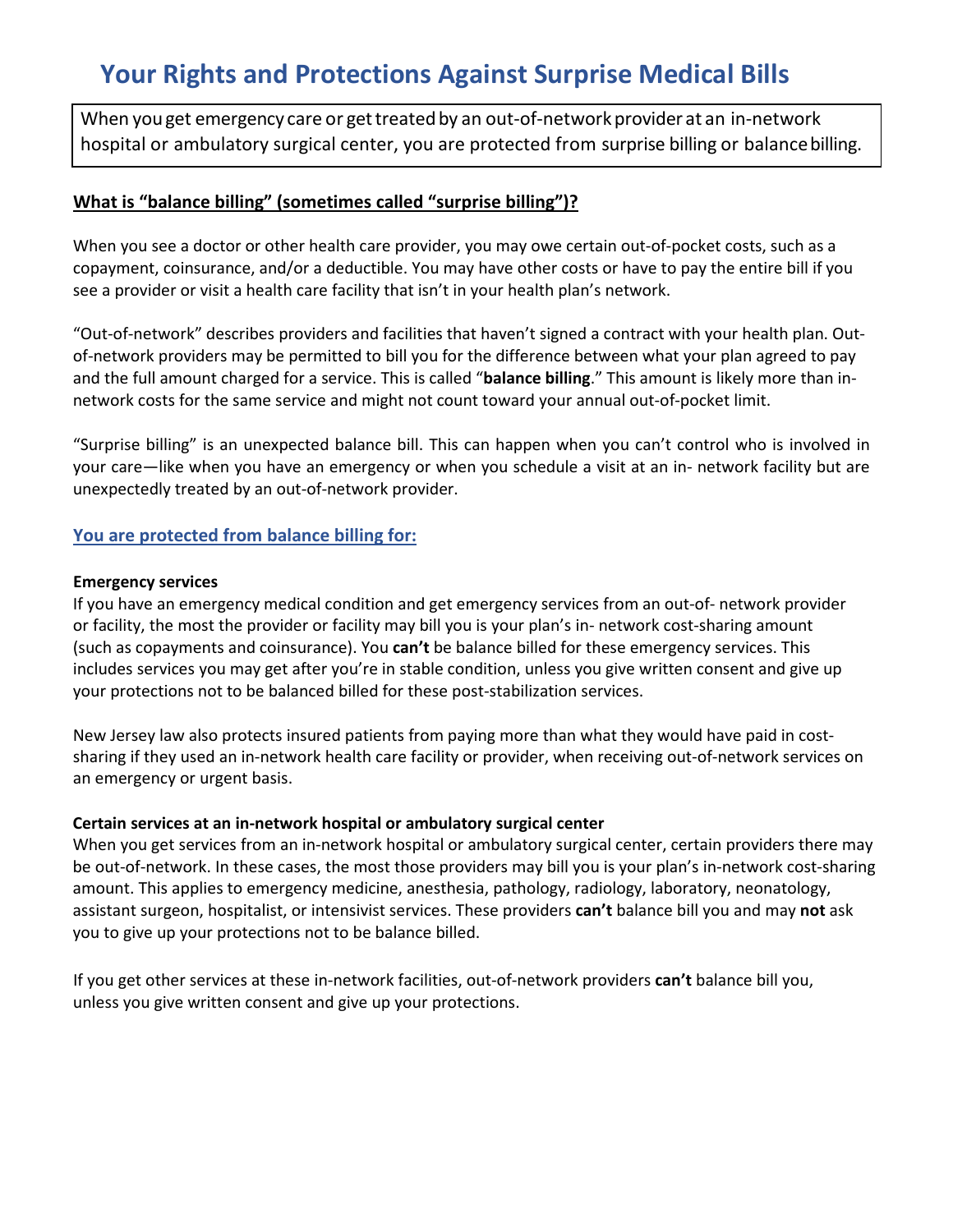# Your Rights and Protections Against Surprise Medical Bills

When you get emergency care or get treated by an out-of-network provider at an in-network hospital or ambulatory surgical center, you are protected from surprise billing or balance billing.

## What is "balance billing" (sometimes called "surprise billing")?

When you see a doctor or other health care provider, you may owe certain out-of-pocket costs, such as a copayment, coinsurance, and/or a deductible. You may have other costs or have to pay the entire bill if you see a provider or visit a health care facility that isn't in your health plan's network.

"Out-of-network" describes providers and facilities that haven't signed a contract with your health plan. Out-of-network providers may be permitted to bill you for the difference between what your plan agreed to pay and the full amount charged for a service. This is called "**balance billing**." This amount is likely more than in-network costs for the same service and might not count toward your annual out-of-pocket limit.

"Surprise billing" is an unexpected balance bill. This can happen when you can't control who is involved in your care—like when you have an emergency or when you schedule a visit at an in- network facility but are unexpectedly treated by an out-of-network provider.

## You are protected from balance billing for:

### Emergency services

If you have an emergency medical condition and get emergency services from an out-of- network provider or facility, the most the provider or facility may bill you is your plan's in- network cost-sharing amount (such as copayments and coinsurance). You **can't** be balance billed for these emergency services. This includes services you may get after you're in stable condition, unless you give written consent and give up your protections not to be balanced billed for these post-stabilization services.

New Jersey law also protects insured patients from paying more than what they would have paid in cost-sharing if they used an in-network health care facility or provider, when receiving out-of-network services on an emergency or urgent basis.

### Certain services at an in-network hospital or ambulatory surgical center

When you get services from an in-network hospital or ambulatory surgical center, certain providers there may be out-of-network. In these cases, the most those providers may bill you is your plan's in-network cost-sharing amount. This applies to emergency medicine, anesthesia, pathology, radiology, laboratory, neonatology, assistant surgeon, hospitalist, or intensivist services. These providers **can't** balance bill you and may **not** ask you to give up your protections not to be balance billed.

If you get other services at these in-network facilities, out-of-network providers **can't** balance bill you, unless you give written consent and give up your protections.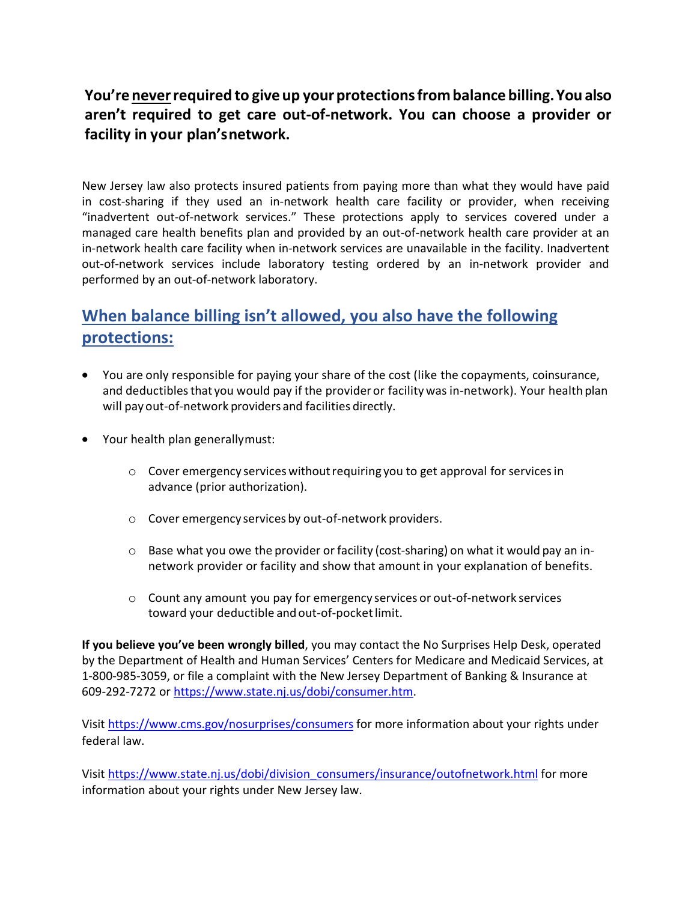**You're <u>never</u> required to give up your protections from balance billing. You also aren't required to get care out-of-network. You can choose a provider or facility in your plan's network.**

New Jersey law also protects insured patients from paying more than what they would have paid in cost-sharing if they used an in-network health care facility or provider, when receiving "inadvertent out-of-network services." These protections apply to services covered under a managed care health benefits plan and provided by an out-of-network health care provider at an in-network health care facility when in-network services are unavailable in the facility. Inadvertent out-of-network services include laboratory testing ordered by an in-network provider and performed by an out-of-network laboratory.

## When balance billing isn't allowed, you also have the following protections:

- You are only responsible for paying your share of the cost (like the copayments, coinsurance, and deductibles that you would pay if the provider or facility was in-network). Your health plan will pay out-of-network providers and facilities directly.
- Your health plan generally must:
  - Cover emergency services without requiring you to get approval for services in advance (prior authorization).
  - Cover emergency services by out-of-network providers.
  - Base what you owe the provider or facility (cost-sharing) on what it would pay an in-network provider or facility and show that amount in your explanation of benefits.
  - Count any amount you pay for emergency services or out-of-network services toward your deductible and out-of-pocket limit.

**If you believe you've been wrongly billed**, you may contact the No Surprises Help Desk, operated by the Department of Health and Human Services' Centers for Medicare and Medicaid Services, at 1-800-985-3059, or file a complaint with the New Jersey Department of Banking & Insurance at 609-292-7272 or https://www.state.nj.us/dobi/consumer.htm.

Visit https://www.cms.gov/nosurprises/consumers for more information about your rights under federal law.

Visit https://www.state.nj.us/dobi/division_consumers/insurance/outofnetwork.html for more information about your rights under New Jersey law.